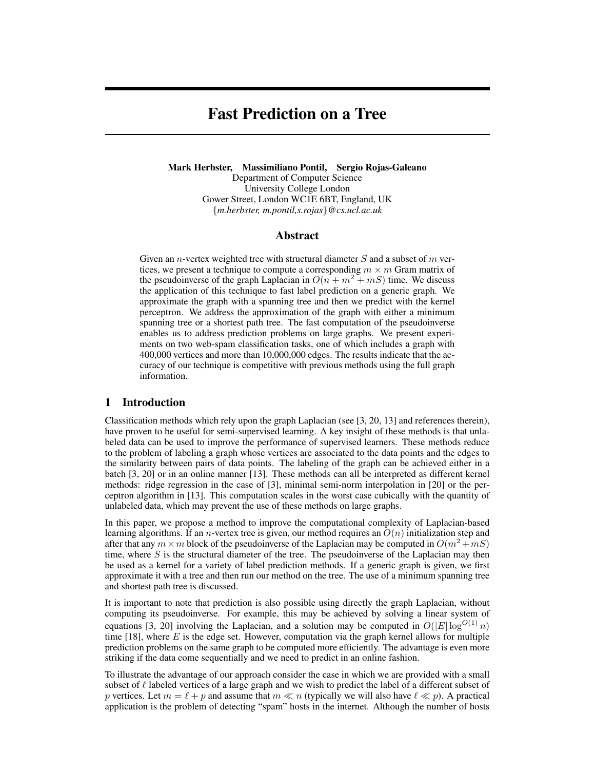# Fast Prediction on a Tree

**Mark Herbster, Massimiliano Pontil, Sergio Rojas-Galeano**
Department of Computer Science
University College London
Gower Street, London WC1E 6BT, England, UK
{*m.herbster, m.pontil,s.rojas*}*@cs.ucl.ac.uk*

## Abstract

Given an $n$-vertex weighted tree with structural diameter $S$ and a subset of $m$ vertices, we present a technique to compute a corresponding $m \times m$ Gram matrix of the pseudoinverse of the graph Laplacian in $O(n + m^2 + mS)$ time. We discuss the application of this technique to fast label prediction on a generic graph. We approximate the graph with a spanning tree and then we predict with the kernel perceptron. We address the approximation of the graph with either a minimum spanning tree or a shortest path tree. The fast computation of the pseudoinverse enables us to address prediction problems on large graphs. We present experiments on two web-spam classification tasks, one of which includes a graph with 400,000 vertices and more than 10,000,000 edges. The results indicate that the accuracy of our technique is competitive with previous methods using the full graph information.

## 1 Introduction

Classification methods which rely upon the graph Laplacian (see [3, 20, 13] and references therein), have proven to be useful for semi-supervised learning. A key insight of these methods is that unlabeled data can be used to improve the performance of supervised learners. These methods reduce to the problem of labeling a graph whose vertices are associated to the data points and the edges to the similarity between pairs of data points. The labeling of the graph can be achieved either in a batch [3, 20] or in an online manner [13]. These methods can all be interpreted as different kernel methods: ridge regression in the case of [3], minimal semi-norm interpolation in [20] or the perceptron algorithm in [13]. This computation scales in the worst case cubically with the quantity of unlabeled data, which may prevent the use of these methods on large graphs.

In this paper, we propose a method to improve the computational complexity of Laplacian-based learning algorithms. If an $n$-vertex tree is given, our method requires an $O(n)$ initialization step and after that any $m \times m$ block of the pseudoinverse of the Laplacian may be computed in $O(m^2 + mS)$ time, where $S$ is the structural diameter of the tree. The pseudoinverse of the Laplacian may then be used as a kernel for a variety of label prediction methods. If a generic graph is given, we first approximate it with a tree and then run our method on the tree. The use of a minimum spanning tree and shortest path tree is discussed.

It is important to note that prediction is also possible using directly the graph Laplacian, without computing its pseudoinverse. For example, this may be achieved by solving a linear system of equations [3, 20] involving the Laplacian, and a solution may be computed in $O(|E| \log^{O(1)} n)$ time [18], where $E$ is the edge set. However, computation via the graph kernel allows for multiple prediction problems on the same graph to be computed more efficiently. The advantage is even more striking if the data come sequentially and we need to predict in an online fashion.

To illustrate the advantage of our approach consider the case in which we are provided with a small subset of $\ell$ labeled vertices of a large graph and we wish to predict the label of a different subset of $p$ vertices. Let $m = \ell + p$ and assume that $m \ll n$ (typically we will also have $\ell \ll p$). A practical application is the problem of detecting "spam" hosts in the internet. Although the number of hosts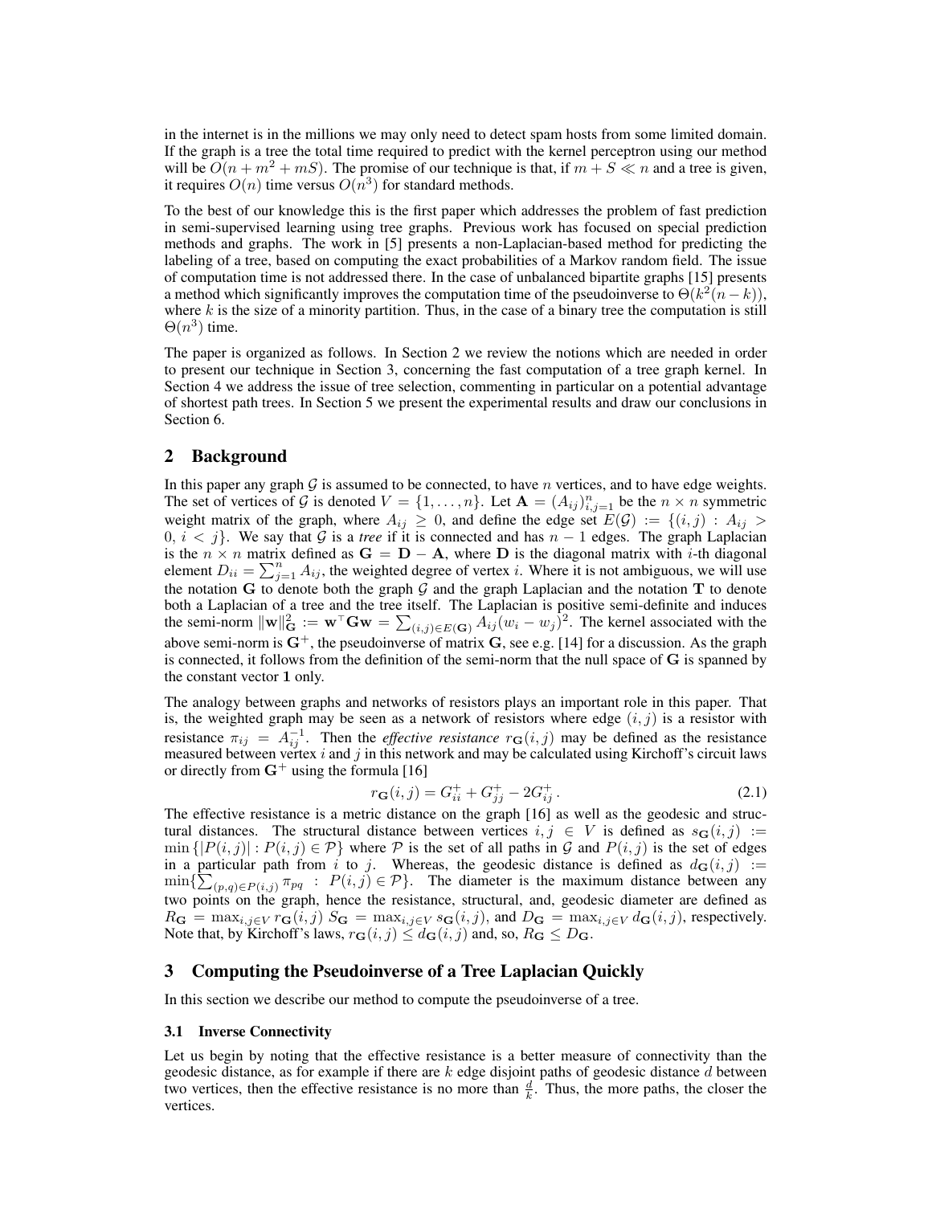in the internet is in the millions we may only need to detect spam hosts from some limited domain. If the graph is a tree the total time required to predict with the kernel perceptron using our method will be $O(n + m^2 + mS)$. The promise of our technique is that, if $m + S \ll n$ and a tree is given, it requires $O(n)$ time versus $O(n^3)$ for standard methods.

To the best of our knowledge this is the first paper which addresses the problem of fast prediction in semi-supervised learning using tree graphs. Previous work has focused on special prediction methods and graphs. The work in [5] presents a non-Laplacian-based method for predicting the labeling of a tree, based on computing the exact probabilities of a Markov random field. The issue of computation time is not addressed there. In the case of unbalanced bipartite graphs [15] presents a method which significantly improves the computation time of the pseudoinverse to $\Theta(k^2(n-k))$, where $k$ is the size of a minority partition. Thus, in the case of a binary tree the computation is still $\Theta(n^3)$ time.

The paper is organized as follows. In Section 2 we review the notions which are needed in order to present our technique in Section 3, concerning the fast computation of a tree graph kernel. In Section 4 we address the issue of tree selection, commenting in particular on a potential advantage of shortest path trees. In Section 5 we present the experimental results and draw our conclusions in Section 6.

## 2 Background

In this paper any graph $\mathcal{G}$ is assumed to be connected, to have $n$ vertices, and to have edge weights. The set of vertices of $\mathcal{G}$ is denoted $V = \{1, \ldots, n\}$. Let $\mathbf{A} = (A_{ij})_{i,j=1}^{n}$ be the $n \times n$ symmetric weight matrix of the graph, where $A_{ij} \geq 0$, and define the edge set $E(\mathcal{G}) := \{(i,j) : A_{ij} > 0,\, i < j\}$. We say that $\mathcal{G}$ is a *tree* if it is connected and has $n-1$ edges. The graph Laplacian is the $n \times n$ matrix defined as $\mathbf{G} = \mathbf{D} - \mathbf{A}$, where $\mathbf{D}$ is the diagonal matrix with $i$-th diagonal element $D_{ii} = \sum_{j=1}^{n} A_{ij}$, the weighted degree of vertex $i$. Where it is not ambiguous, we will use the notation $\mathbf{G}$ to denote both the graph $\mathcal{G}$ and the graph Laplacian and the notation $\mathbf{T}$ to denote both a Laplacian of a tree and the tree itself. The Laplacian is positive semi-definite and induces the semi-norm $\|\mathbf{w}\|_{\mathbf{G}}^2 := \mathbf{w}^\top \mathbf{G} \mathbf{w} = \sum_{(i,j) \in E(\mathbf{G})} A_{ij}(w_i - w_j)^2$. The kernel associated with the above semi-norm is $\mathbf{G}^+$, the pseudoinverse of matrix $\mathbf{G}$, see e.g. [14] for a discussion. As the graph is connected, it follows from the definition of the semi-norm that the null space of $\mathbf{G}$ is spanned by the constant vector $\mathbf{1}$ only.

The analogy between graphs and networks of resistors plays an important role in this paper. That is, the weighted graph may be seen as a network of resistors where edge $(i,j)$ is a resistor with resistance $\pi_{ij} = A_{ij}^{-1}$. Then the *effective resistance* $r_{\mathbf{G}}(i,j)$ may be defined as the resistance measured between vertex $i$ and $j$ in this network and may be calculated using Kirchoff's circuit laws or directly from $\mathbf{G}^+$ using the formula [16]

$$r_{\mathbf{G}}(i,j) = G_{ii}^+ + G_{jj}^+ - 2G_{ij}^+ . \tag{2.1}$$

The effective resistance is a metric distance on the graph [16] as well as the geodesic and structural distances. The structural distance between vertices $i, j \in V$ is defined as $s_{\mathbf{G}}(i,j) := \min\{|P(i,j)| : P(i,j) \in \mathcal{P}\}$ where $\mathcal{P}$ is the set of all paths in $\mathcal{G}$ and $P(i,j)$ is the set of edges in a particular path from $i$ to $j$. Whereas, the geodesic distance is defined as $d_{\mathbf{G}}(i,j) := \min\{\sum_{(p,q) \in P(i,j)} \pi_{pq} \; : \; P(i,j) \in \mathcal{P}\}$. The diameter is the maximum distance between any two points on the graph, hence the resistance, structural, and, geodesic diameter are defined as $R_{\mathbf{G}} = \max_{i,j \in V} r_{\mathbf{G}}(i,j)$ $S_{\mathbf{G}} = \max_{i,j \in V} s_{\mathbf{G}}(i,j)$, and $D_{\mathbf{G}} = \max_{i,j \in V} d_{\mathbf{G}}(i,j)$, respectively. Note that, by Kirchoff's laws, $r_{\mathbf{G}}(i,j) \leq d_{\mathbf{G}}(i,j)$ and, so, $R_{\mathbf{G}} \leq D_{\mathbf{G}}$.

## 3 Computing the Pseudoinverse of a Tree Laplacian Quickly

In this section we describe our method to compute the pseudoinverse of a tree.

### 3.1 Inverse Connectivity

Let us begin by noting that the effective resistance is a better measure of connectivity than the geodesic distance, as for example if there are $k$ edge disjoint paths of geodesic distance $d$ between two vertices, then the effective resistance is no more than $\frac{d}{k}$. Thus, the more paths, the closer the vertices.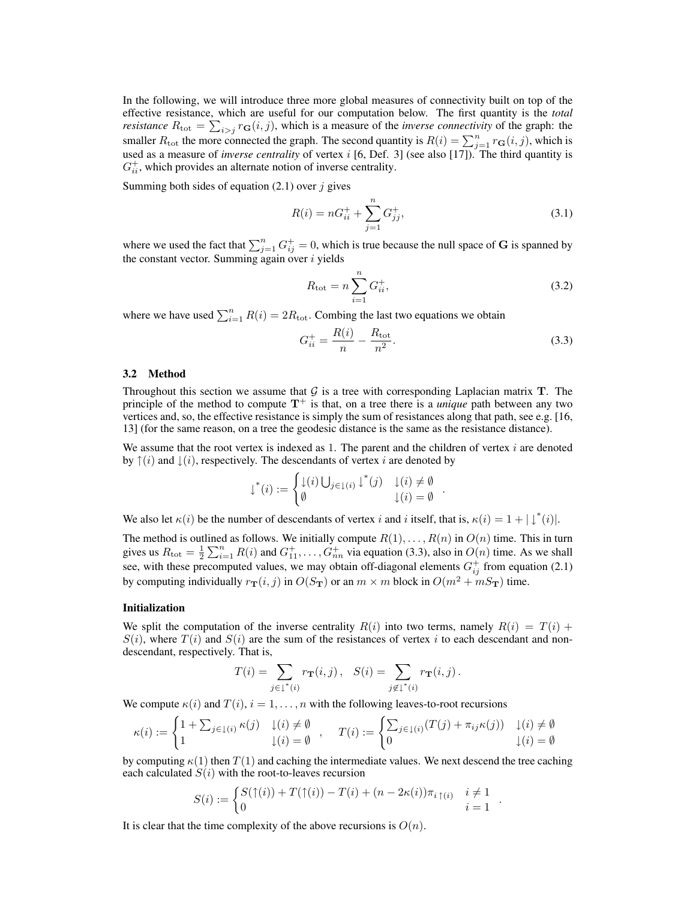In the following, we will introduce three more global measures of connectivity built on top of the effective resistance, which are useful for our computation below. The first quantity is the *total resistance* $R_{\text{tot}} = \sum_{i>j} r_{\mathbf{G}}(i,j)$, which is a measure of the *inverse connectivity* of the graph: the smaller $R_{\text{tot}}$ the more connected the graph. The second quantity is $R(i) = \sum_{j=1}^{n} r_{\mathbf{G}}(i,j)$, which is used as a measure of *inverse centrality* of vertex $i$ [6, Def. 3] (see also [17]). The third quantity is $G^+_{ii}$, which provides an alternate notion of inverse centrality.

Summing both sides of equation (2.1) over $j$ gives

$$R(i) = nG^+_{ii} + \sum_{j=1}^{n} G^+_{jj}, \tag{3.1}$$

where we used the fact that $\sum_{j=1}^{n} G^+_{ij} = 0$, which is true because the null space of $\mathbf{G}$ is spanned by the constant vector. Summing again over $i$ yields

$$R_{\text{tot}} = n \sum_{i=1}^{n} G^+_{ii}, \tag{3.2}$$

where we have used $\sum_{i=1}^{n} R(i) = 2R_{\text{tot}}$. Combing the last two equations we obtain

$$G^+_{ii} = \frac{R(i)}{n} - \frac{R_{\text{tot}}}{n^2}. \tag{3.3}$$

### 3.2 Method

Throughout this section we assume that $\mathcal{G}$ is a tree with corresponding Laplacian matrix $\mathbf{T}$. The principle of the method to compute $\mathbf{T}^+$ is that, on a tree there is a *unique* path between any two vertices and, so, the effective resistance is simply the sum of resistances along that path, see e.g. [16, 13] (for the same reason, on a tree the geodesic distance is the same as the resistance distance).

We assume that the root vertex is indexed as 1. The parent and the children of vertex $i$ are denoted by $\uparrow(i)$ and $\downarrow(i)$, respectively. The descendants of vertex $i$ are denoted by

$$\downarrow^*(i) := \begin{cases} \downarrow(i) \bigcup_{j \in \downarrow(i)} \downarrow^*(j) & \downarrow(i) \neq \emptyset \\ \emptyset & \downarrow(i) = \emptyset \end{cases}.$$

We also let $\kappa(i)$ be the number of descendants of vertex $i$ and $i$ itself, that is, $\kappa(i) = 1 + |\downarrow^*(i)|$.

The method is outlined as follows. We initially compute $R(1), \ldots, R(n)$ in $O(n)$ time. This in turn gives us $R_{\text{tot}} = \frac{1}{2}\sum_{i=1}^{n} R(i)$ and $G^+_{11}, \ldots, G^+_{nn}$ via equation (3.3), also in $O(n)$ time. As we shall see, with these precomputed values, we may obtain off-diagonal elements $G^+_{ij}$ from equation (2.1) by computing individually $r_{\mathbf{T}}(i,j)$ in $O(S_{\mathbf{T}})$ or an $m \times m$ block in $O(m^2 + mS_{\mathbf{T}})$ time.

#### Initialization

We split the computation of the inverse centrality $R(i)$ into two terms, namely $R(i) = T(i) + S(i)$, where $T(i)$ and $S(i)$ are the sum of the resistances of vertex $i$ to each descendant and non-descendant, respectively. That is,

$$T(i) = \sum_{j \in \downarrow^*(i)} r_{\mathbf{T}}(i,j), \quad S(i) = \sum_{j \notin \downarrow^*(i)} r_{\mathbf{T}}(i,j).$$

We compute $\kappa(i)$ and $T(i)$, $i = 1, \ldots, n$ with the following leaves-to-root recursions

$$\kappa(i) := \begin{cases} 1 + \sum_{j \in \downarrow(i)} \kappa(j) & \downarrow(i) \neq \emptyset \\ 1 & \downarrow(i) = \emptyset \end{cases}, \quad T(i) := \begin{cases} \sum_{j \in \downarrow(i)} (T(j) + \pi_{ij}\kappa(j)) & \downarrow(i) \neq \emptyset \\ 0 & \downarrow(i) = \emptyset \end{cases}$$

by computing $\kappa(1)$ then $T(1)$ and caching the intermediate values. We next descend the tree caching each calculated $S(i)$ with the root-to-leaves recursion

$$S(i) := \begin{cases} S(\uparrow(i)) + T(\uparrow(i)) - T(i) + (n - 2\kappa(i))\pi_{i\uparrow(i)} & i \neq 1 \\ 0 & i = 1 \end{cases}.$$

It is clear that the time complexity of the above recursions is $O(n)$.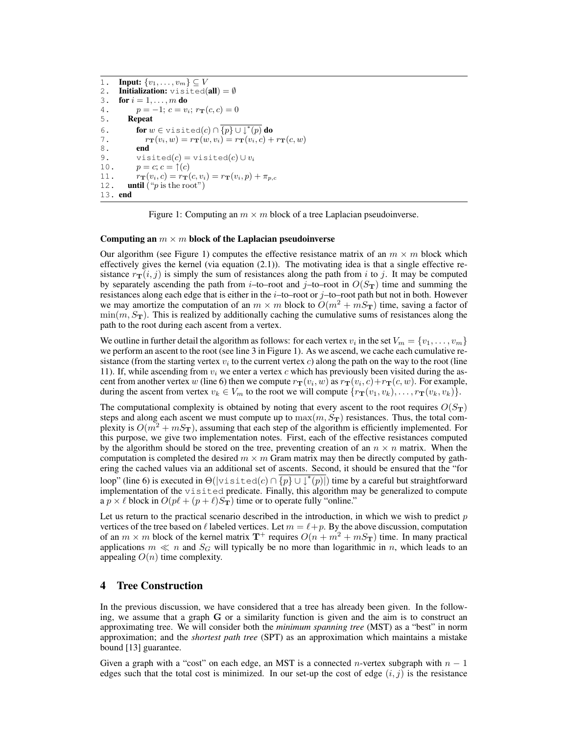```
1.  Input: {v_1, ..., v_m} ⊆ V
2.  Initialization: visited(all) = ∅
3.  for i = 1, ..., m do
4.      p = −1; c = v_i; r_T(c, c) = 0
5.      Repeat
6.          for w ∈ visited(c) ∩ complement({p} ∪ ↓*(p)) do
7.              r_T(v_i, w) = r_T(w, v_i) = r_T(v_i, c) + r_T(c, w)
8.          end
9.          visited(c) = visited(c) ∪ v_i
10.         p = c; c = ↑(c)
11.         r_T(v_i, c) = r_T(c, v_i) = r_T(v_i, p) + π_{p,c}
12.     until ("p is the root")
13. end
```

Figure 1: Computing an $m \times m$ block of a tree Laplacian pseudoinverse.

**Computing an $m \times m$ block of the Laplacian pseudoinverse**

Our algorithm (see Figure 1) computes the effective resistance matrix of an $m \times m$ block which effectively gives the kernel (via equation (2.1)). The motivating idea is that a single effective resistance $r_{\mathbf{T}}(i,j)$ is simply the sum of resistances along the path from $i$ to $j$. It may be computed by separately ascending the path from $i$–to–root and $j$–to–root in $O(S_{\mathbf{T}})$ time and summing the resistances along each edge that is either in the $i$–to–root or $j$–to–root path but not in both. However we may amortize the computation of an $m \times m$ block to $O(m^2 + mS_{\mathbf{T}})$ time, saving a factor of $\min(m, S_{\mathbf{T}})$. This is realized by additionally caching the cumulative sums of resistances along the path to the root during each ascent from a vertex.

We outline in further detail the algorithm as follows: for each vertex $v_i$ in the set $V_m = \{v_1, \ldots, v_m\}$ we perform an ascent to the root (see line 3 in Figure 1). As we ascend, we cache each cumulative resistance (from the starting vertex $v_i$ to the current vertex $c$) along the path on the way to the root (line 11). If, while ascending from $v_i$ we enter a vertex $c$ which has previously been visited during the ascent from another vertex $w$ (line 6) then we compute $r_{\mathbf{T}}(v_i, w)$ as $r_{\mathbf{T}}(v_i, c) + r_{\mathbf{T}}(c, w)$. For example, during the ascent from vertex $v_k \in V_m$ to the root we will compute $\{r_{\mathbf{T}}(v_1, v_k), \ldots, r_{\mathbf{T}}(v_k, v_k)\}$.

The computational complexity is obtained by noting that every ascent to the root requires $O(S_{\mathbf{T}})$ steps and along each ascent we must compute up to $\max(m, S_{\mathbf{T}})$ resistances. Thus, the total complexity is $O(m^2 + mS_{\mathbf{T}})$, assuming that each step of the algorithm is efficiently implemented. For this purpose, we give two implementation notes. First, each of the effective resistances computed by the algorithm should be stored on the tree, preventing creation of an $n \times n$ matrix. When the computation is completed the desired $m \times m$ Gram matrix may then be directly computed by gathering the cached values via an additional set of ascents. Second, it should be ensured that the "for loop" (line 6) is executed in $\Theta(|\texttt{visited}(c) \cap \overline{\{p\} \cup \downarrow^*(p)}|)$ time by a careful but straightforward implementation of the visited predicate. Finally, this algorithm may be generalized to compute a $p \times \ell$ block in $O(p\ell + (p + \ell)S_{\mathbf{T}})$ time or to operate fully "online."

Let us return to the practical scenario described in the introduction, in which we wish to predict $p$ vertices of the tree based on $\ell$ labeled vertices. Let $m = \ell + p$. By the above discussion, computation of an $m \times m$ block of the kernel matrix $\mathbf{T}^+$ requires $O(n + m^2 + mS_{\mathbf{T}})$ time. In many practical applications $m \ll n$ and $S_G$ will typically be no more than logarithmic in $n$, which leads to an appealing $O(n)$ time complexity.

## 4 Tree Construction

In the previous discussion, we have considered that a tree has already been given. In the following, we assume that a graph $\mathbf{G}$ or a similarity function is given and the aim is to construct an approximating tree. We will consider both the *minimum spanning tree* (MST) as a "best" in norm approximation; and the *shortest path tree* (SPT) as an approximation which maintains a mistake bound [13] guarantee.

Given a graph with a "cost" on each edge, an MST is a connected $n$-vertex subgraph with $n - 1$ edges such that the total cost is minimized. In our set-up the cost of edge $(i, j)$ is the resistance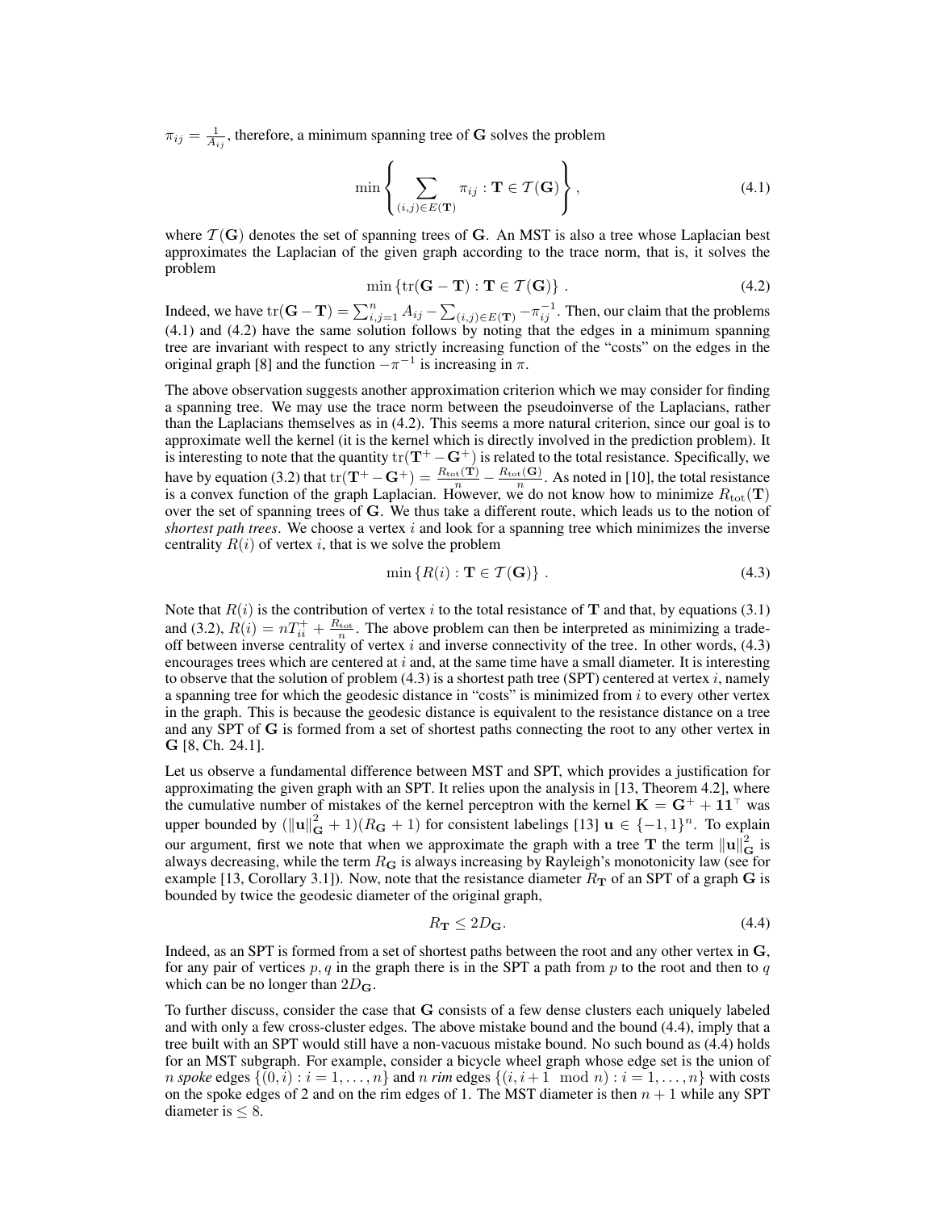$\pi_{ij} = \frac{1}{A_{ij}}$, therefore, a minimum spanning tree of $\mathbf{G}$ solves the problem

$$\min \left\{ \sum_{(i,j)\in E(\mathbf{T})} \pi_{ij} : \mathbf{T} \in \mathcal{T}(\mathbf{G}) \right\}, \tag{4.1}$$

where $\mathcal{T}(\mathbf{G})$ denotes the set of spanning trees of $\mathbf{G}$. An MST is also a tree whose Laplacian best approximates the Laplacian of the given graph according to the trace norm, that is, it solves the problem

$$\min \left\{ \mathrm{tr}(\mathbf{G} - \mathbf{T}) : \mathbf{T} \in \mathcal{T}(\mathbf{G}) \right\}. \tag{4.2}$$

Indeed, we have $\mathrm{tr}(\mathbf{G} - \mathbf{T}) = \sum_{i,j=1}^{n} A_{ij} - \sum_{(i,j)\in E(\mathbf{T})} -\pi_{ij}^{-1}$. Then, our claim that the problems (4.1) and (4.2) have the same solution follows by noting that the edges in a minimum spanning tree are invariant with respect to any strictly increasing function of the "costs" on the edges in the original graph [8] and the function $-\pi^{-1}$ is increasing in $\pi$.

The above observation suggests another approximation criterion which we may consider for finding a spanning tree. We may use the trace norm between the pseudoinverse of the Laplacians, rather than the Laplacians themselves as in (4.2). This seems a more natural criterion, since our goal is to approximate well the kernel (it is the kernel which is directly involved in the prediction problem). It is interesting to note that the quantity $\mathrm{tr}(\mathbf{T}^+ - \mathbf{G}^+)$ is related to the total resistance. Specifically, we have by equation (3.2) that $\mathrm{tr}(\mathbf{T}^+ - \mathbf{G}^+) = \frac{R_{\mathrm{tot}}(\mathbf{T})}{n} - \frac{R_{\mathrm{tot}}(\mathbf{G})}{n}$. As noted in [10], the total resistance is a convex function of the graph Laplacian. However, we do not know how to minimize $R_{\mathrm{tot}}(\mathbf{T})$ over the set of spanning trees of $\mathbf{G}$. We thus take a different route, which leads us to the notion of *shortest path trees*. We choose a vertex $i$ and look for a spanning tree which minimizes the inverse centrality $R(i)$ of vertex $i$, that is we solve the problem

$$\min \left\{ R(i) : \mathbf{T} \in \mathcal{T}(\mathbf{G}) \right\}. \tag{4.3}$$

Note that $R(i)$ is the contribution of vertex $i$ to the total resistance of $\mathbf{T}$ and that, by equations (3.1) and (3.2), $R(i) = nT_{ii}^+ + \frac{R_{\mathrm{tot}}}{n}$. The above problem can then be interpreted as minimizing a trade-off between inverse centrality of vertex $i$ and inverse connectivity of the tree. In other words, (4.3) encourages trees which are centered at $i$ and, at the same time have a small diameter. It is interesting to observe that the solution of problem (4.3) is a shortest path tree (SPT) centered at vertex $i$, namely a spanning tree for which the geodesic distance in "costs" is minimized from $i$ to every other vertex in the graph. This is because the geodesic distance is equivalent to the resistance distance on a tree and any SPT of $\mathbf{G}$ is formed from a set of shortest paths connecting the root to any other vertex in $\mathbf{G}$ [8, Ch. 24.1].

Let us observe a fundamental difference between MST and SPT, which provides a justification for approximating the given graph with an SPT. It relies upon the analysis in [13, Theorem 4.2], where the cumulative number of mistakes of the kernel perceptron with the kernel $\mathbf{K} = \mathbf{G}^+ + \mathbf{1}\mathbf{1}^\top$ was upper bounded by $(\|\mathbf{u}\|_{\mathbf{G}}^2 + 1)(R_{\mathbf{G}} + 1)$ for consistent labelings [13] $\mathbf{u} \in \{-1, 1\}^n$. To explain our argument, first we note that when we approximate the graph with a tree $\mathbf{T}$ the term $\|\mathbf{u}\|_{\mathbf{G}}^2$ is always decreasing, while the term $R_{\mathbf{G}}$ is always increasing by Rayleigh's monotonicity law (see for example [13, Corollary 3.1]). Now, note that the resistance diameter $R_{\mathbf{T}}$ of an SPT of a graph $\mathbf{G}$ is bounded by twice the geodesic diameter of the original graph,

$$R_{\mathbf{T}} \leq 2D_{\mathbf{G}}. \tag{4.4}$$

Indeed, as an SPT is formed from a set of shortest paths between the root and any other vertex in $\mathbf{G}$, for any pair of vertices $p, q$ in the graph there is in the SPT a path from $p$ to the root and then to $q$ which can be no longer than $2D_{\mathbf{G}}$.

To further discuss, consider the case that $\mathbf{G}$ consists of a few dense clusters each uniquely labeled and with only a few cross-cluster edges. The above mistake bound and the bound (4.4), imply that a tree built with an SPT would still have a non-vacuous mistake bound. No such bound as (4.4) holds for an MST subgraph. For example, consider a bicycle wheel graph whose edge set is the union of $n$ *spoke* edges $\{(0, i) : i = 1, \ldots, n\}$ and $n$ *rim* edges $\{(i, i+1 \mod n) : i = 1, \ldots, n\}$ with costs on the spoke edges of 2 and on the rim edges of 1. The MST diameter is then $n + 1$ while any SPT diameter is $\leq 8$.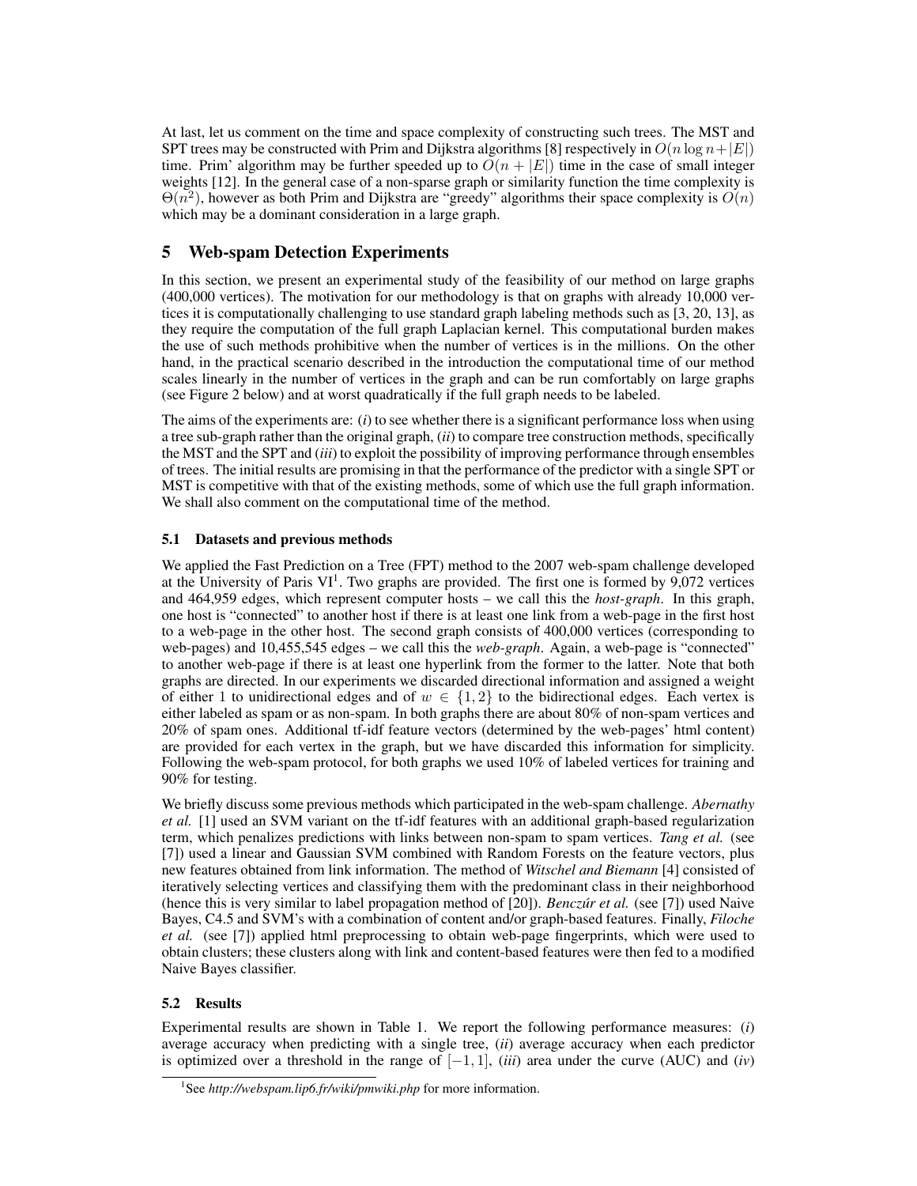At last, let us comment on the time and space complexity of constructing such trees. The MST and SPT trees may be constructed with Prim and Dijkstra algorithms [8] respectively in $O(n \log n + |E|)$ time. Prim' algorithm may be further speeded up to $O(n + |E|)$ time in the case of small integer weights [12]. In the general case of a non-sparse graph or similarity function the time complexity is $\Theta(n^2)$, however as both Prim and Dijkstra are "greedy" algorithms their space complexity is $O(n)$ which may be a dominant consideration in a large graph.

## 5 Web-spam Detection Experiments

In this section, we present an experimental study of the feasibility of our method on large graphs (400,000 vertices). The motivation for our methodology is that on graphs with already 10,000 vertices it is computationally challenging to use standard graph labeling methods such as [3, 20, 13], as they require the computation of the full graph Laplacian kernel. This computational burden makes the use of such methods prohibitive when the number of vertices is in the millions. On the other hand, in the practical scenario described in the introduction the computational time of our method scales linearly in the number of vertices in the graph and can be run comfortably on large graphs (see Figure 2 below) and at worst quadratically if the full graph needs to be labeled.

The aims of the experiments are: (*i*) to see whether there is a significant performance loss when using a tree sub-graph rather than the original graph, (*ii*) to compare tree construction methods, specifically the MST and the SPT and (*iii*) to exploit the possibility of improving performance through ensembles of trees. The initial results are promising in that the performance of the predictor with a single SPT or MST is competitive with that of the existing methods, some of which use the full graph information. We shall also comment on the computational time of the method.

### 5.1 Datasets and previous methods

We applied the Fast Prediction on a Tree (FPT) method to the 2007 web-spam challenge developed at the University of Paris VI[1]. Two graphs are provided. The first one is formed by 9,072 vertices and 464,959 edges, which represent computer hosts – we call this the *host-graph*. In this graph, one host is "connected" to another host if there is at least one link from a web-page in the first host to a web-page in the other host. The second graph consists of 400,000 vertices (corresponding to web-pages) and 10,455,545 edges – we call this the *web-graph*. Again, a web-page is "connected" to another web-page if there is at least one hyperlink from the former to the latter. Note that both graphs are directed. In our experiments we discarded directional information and assigned a weight of either 1 to unidirectional edges and of $w \in \{1, 2\}$ to the bidirectional edges. Each vertex is either labeled as spam or as non-spam. In both graphs there are about 80% of non-spam vertices and 20% of spam ones. Additional tf-idf feature vectors (determined by the web-pages' html content) are provided for each vertex in the graph, but we have discarded this information for simplicity. Following the web-spam protocol, for both graphs we used 10% of labeled vertices for training and 90% for testing.

We briefly discuss some previous methods which participated in the web-spam challenge. *Abernathy et al.* [1] used an SVM variant on the tf-idf features with an additional graph-based regularization term, which penalizes predictions with links between non-spam to spam vertices. *Tang et al.* (see [7]) used a linear and Gaussian SVM combined with Random Forests on the feature vectors, plus new features obtained from link information. The method of *Witschel and Biemann* [4] consisted of iteratively selecting vertices and classifying them with the predominant class in their neighborhood (hence this is very similar to label propagation method of [20]). *Benczúr et al.* (see [7]) used Naive Bayes, C4.5 and SVM's with a combination of content and/or graph-based features. Finally, *Filoche et al.* (see [7]) applied html preprocessing to obtain web-page fingerprints, which were used to obtain clusters; these clusters along with link and content-based features were then fed to a modified Naive Bayes classifier.

### 5.2 Results

Experimental results are shown in Table 1. We report the following performance measures: (*i*) average accuracy when predicting with a single tree, (*ii*) average accuracy when each predictor is optimized over a threshold in the range of $[-1, 1]$, (*iii*) area under the curve (AUC) and (*iv*)

[1]See *http://webspam.lip6.fr/wiki/pmwiki.php* for more information.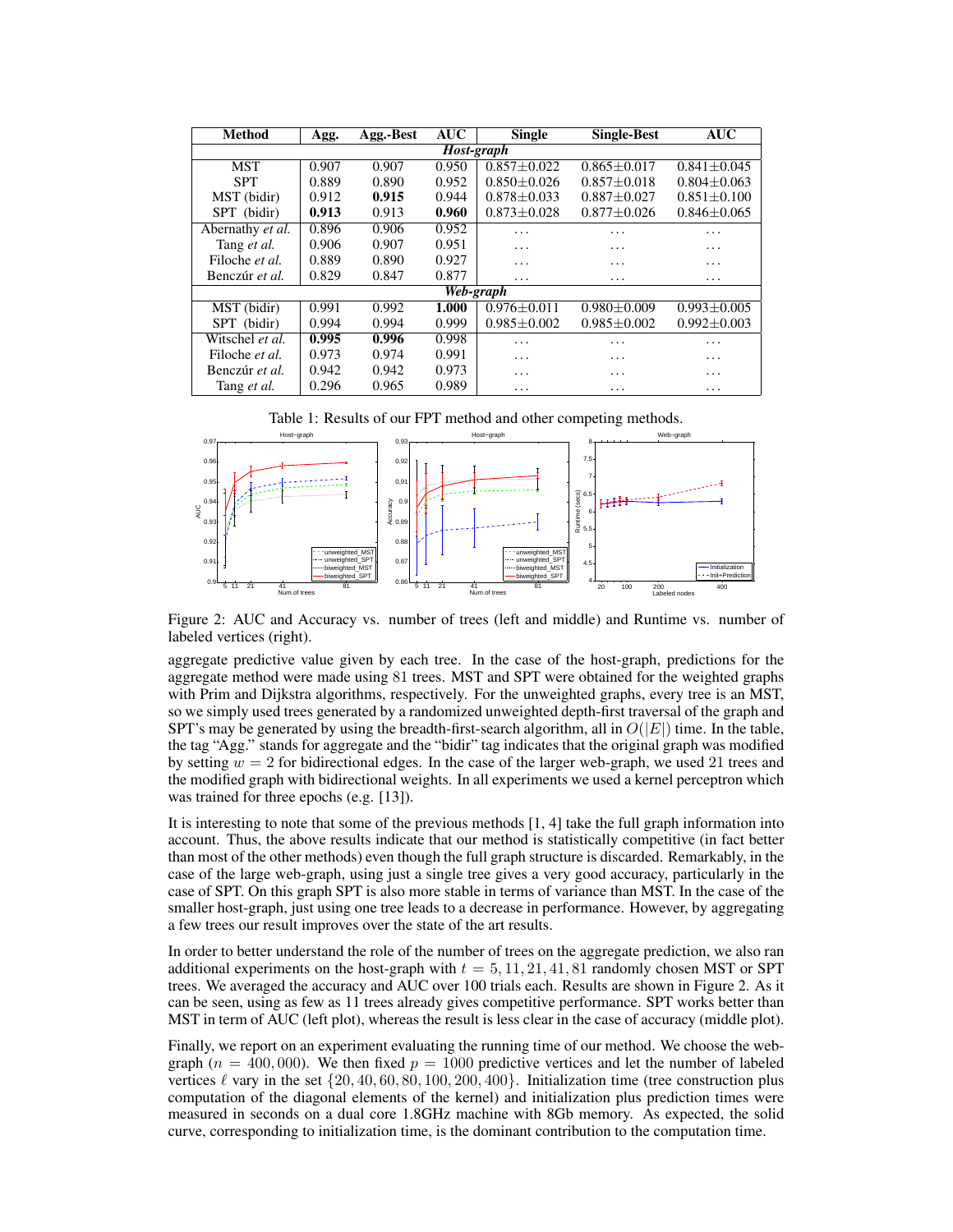| Method | Agg. | Agg.-Best | AUC | Single | Single-Best | AUC |
|---|---|---|---|---|---|---|
| ***Host-graph*** | | | | | | |
| MST | 0.907 | 0.907 | 0.950 | 0.857±0.022 | 0.865±0.017 | 0.841±0.045 |
| SPT | 0.889 | 0.890 | 0.952 | 0.850±0.026 | 0.857±0.018 | 0.804±0.063 |
| MST (bidir) | 0.912 | **0.915** | 0.944 | 0.878±0.033 | 0.887±0.027 | 0.851±0.100 |
| SPT (bidir) | **0.913** | 0.913 | **0.960** | 0.873±0.028 | 0.877±0.026 | 0.846±0.065 |
| Abernathy *et al.* | 0.896 | 0.906 | 0.952 | ... | ... | ... |
| Tang *et al.* | 0.906 | 0.907 | 0.951 | ... | ... | ... |
| Filoche *et al.* | 0.889 | 0.890 | 0.927 | ... | ... | ... |
| Benczúr *et al.* | 0.829 | 0.847 | 0.877 | ... | ... | ... |
| ***Web-graph*** | | | | | | |
| MST (bidir) | 0.991 | 0.992 | **1.000** | 0.976±0.011 | 0.980±0.009 | 0.993±0.005 |
| SPT (bidir) | 0.994 | 0.994 | 0.999 | 0.985±0.002 | 0.985±0.002 | 0.992±0.003 |
| Witschel *et al.* | **0.995** | **0.996** | 0.998 | ... | ... | ... |
| Filoche *et al.* | 0.973 | 0.974 | 0.991 | ... | ... | ... |
| Benczúr *et al.* | 0.942 | 0.942 | 0.973 | ... | ... | ... |
| Tang *et al.* | 0.296 | 0.965 | 0.989 | ... | ... | ... |

Table 1: Results of our FPT method and other competing methods.

Figure 2: AUC and Accuracy vs. number of trees (left and middle) and Runtime vs. number of labeled vertices (right).

aggregate predictive value given by each tree. In the case of the host-graph, predictions for the aggregate method were made using 81 trees. MST and SPT were obtained for the weighted graphs with Prim and Dijkstra algorithms, respectively. For the unweighted graphs, every tree is an MST, so we simply used trees generated by a randomized unweighted depth-first traversal of the graph and SPT's may be generated by using the breadth-first-search algorithm, all in $O(|E|)$ time. In the table, the tag "Agg." stands for aggregate and the "bidir" tag indicates that the original graph was modified by setting $w = 2$ for bidirectional edges. In the case of the larger web-graph, we used 21 trees and the modified graph with bidirectional weights. In all experiments we used a kernel perceptron which was trained for three epochs (e.g. [13]).

It is interesting to note that some of the previous methods [1, 4] take the full graph information into account. Thus, the above results indicate that our method is statistically competitive (in fact better than most of the other methods) even though the full graph structure is discarded. Remarkably, in the case of the large web-graph, using just a single tree gives a very good accuracy, particularly in the case of SPT. On this graph SPT is also more stable in terms of variance than MST. In the case of the smaller host-graph, just using one tree leads to a decrease in performance. However, by aggregating a few trees our result improves over the state of the art results.

In order to better understand the role of the number of trees on the aggregate prediction, we also ran additional experiments on the host-graph with $t = 5, 11, 21, 41, 81$ randomly chosen MST or SPT trees. We averaged the accuracy and AUC over 100 trials each. Results are shown in Figure 2. As it can be seen, using as few as 11 trees already gives competitive performance. SPT works better than MST in term of AUC (left plot), whereas the result is less clear in the case of accuracy (middle plot).

Finally, we report on an experiment evaluating the running time of our method. We choose the web-graph ($n = 400,000$). We then fixed $p = 1000$ predictive vertices and let the number of labeled vertices $\ell$ vary in the set $\{20, 40, 60, 80, 100, 200, 400\}$. Initialization time (tree construction plus computation of the diagonal elements of the kernel) and initialization plus prediction times were measured in seconds on a dual core 1.8GHz machine with 8Gb memory. As expected, the solid curve, corresponding to initialization time, is the dominant contribution to the computation time.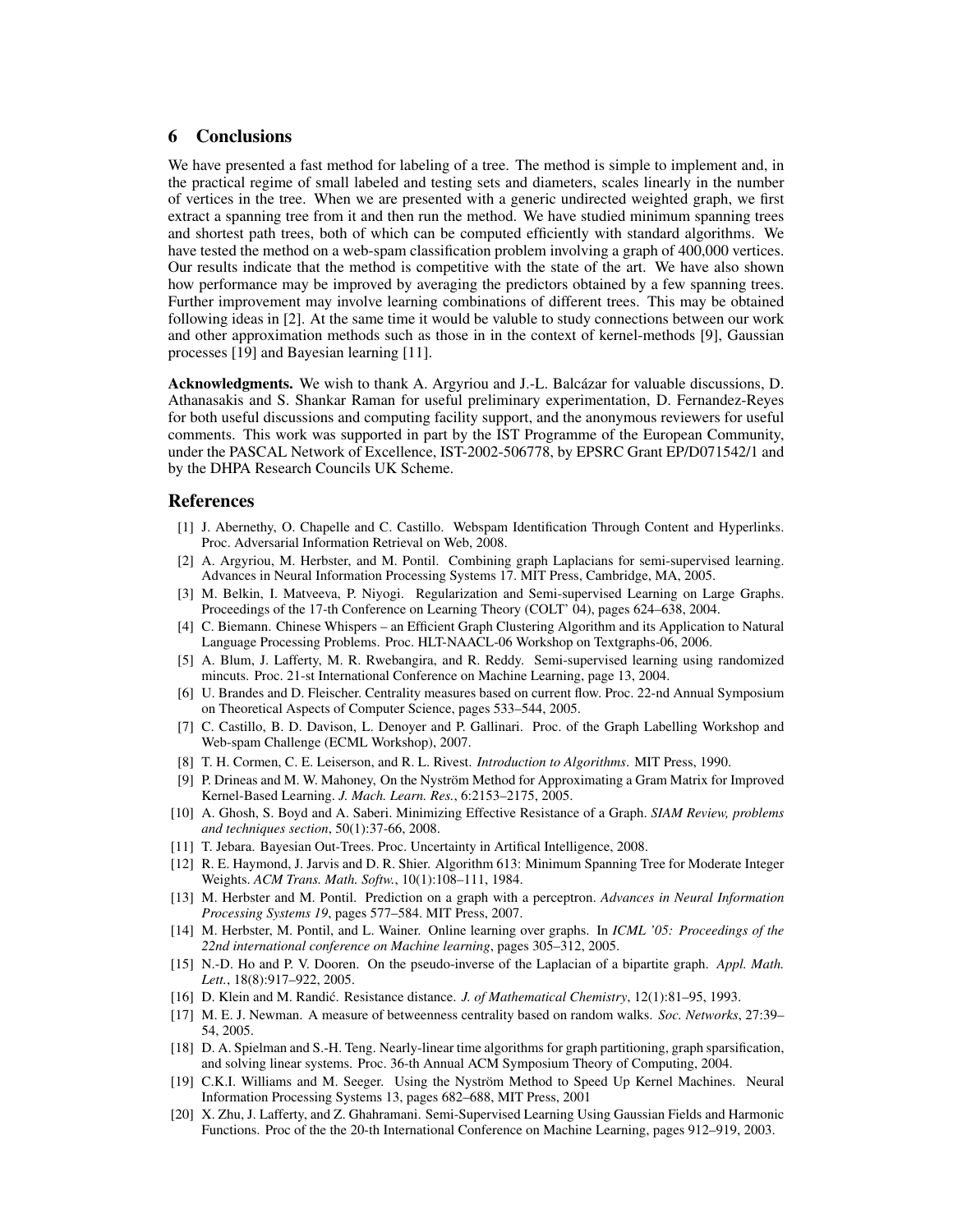## 6 Conclusions

We have presented a fast method for labeling of a tree. The method is simple to implement and, in the practical regime of small labeled and testing sets and diameters, scales linearly in the number of vertices in the tree. When we are presented with a generic undirected weighted graph, we first extract a spanning tree from it and then run the method. We have studied minimum spanning trees and shortest path trees, both of which can be computed efficiently with standard algorithms. We have tested the method on a web-spam classification problem involving a graph of 400,000 vertices. Our results indicate that the method is competitive with the state of the art. We have also shown how performance may be improved by averaging the predictors obtained by a few spanning trees. Further improvement may involve learning combinations of different trees. This may be obtained following ideas in [2]. At the same time it would be valuble to study connections between our work and other approximation methods such as those in in the context of kernel-methods [9], Gaussian processes [19] and Bayesian learning [11].

**Acknowledgments.** We wish to thank A. Argyriou and J.-L. Balcázar for valuable discussions, D. Athanasakis and S. Shankar Raman for useful preliminary experimentation, D. Fernandez-Reyes for both useful discussions and computing facility support, and the anonymous reviewers for useful comments. This work was supported in part by the IST Programme of the European Community, under the PASCAL Network of Excellence, IST-2002-506778, by EPSRC Grant EP/D071542/1 and by the DHPA Research Councils UK Scheme.

## References

[1] J. Abernethy, O. Chapelle and C. Castillo. Webspam Identification Through Content and Hyperlinks. Proc. Adversarial Information Retrieval on Web, 2008.

[2] A. Argyriou, M. Herbster, and M. Pontil. Combining graph Laplacians for semi-supervised learning. Advances in Neural Information Processing Systems 17. MIT Press, Cambridge, MA, 2005.

[3] M. Belkin, I. Matveeva, P. Niyogi. Regularization and Semi-supervised Learning on Large Graphs. Proceedings of the 17-th Conference on Learning Theory (COLT' 04), pages 624–638, 2004.

[4] C. Biemann. Chinese Whispers – an Efficient Graph Clustering Algorithm and its Application to Natural Language Processing Problems. Proc. HLT-NAACL-06 Workshop on Textgraphs-06, 2006.

[5] A. Blum, J. Lafferty, M. R. Rwebangira, and R. Reddy. Semi-supervised learning using randomized mincuts. Proc. 21-st International Conference on Machine Learning, page 13, 2004.

[6] U. Brandes and D. Fleischer. Centrality measures based on current flow. Proc. 22-nd Annual Symposium on Theoretical Aspects of Computer Science, pages 533–544, 2005.

[7] C. Castillo, B. D. Davison, L. Denoyer and P. Gallinari. Proc. of the Graph Labelling Workshop and Web-spam Challenge (ECML Workshop), 2007.

[8] T. H. Cormen, C. E. Leiserson, and R. L. Rivest. *Introduction to Algorithms*. MIT Press, 1990.

[9] P. Drineas and M. W. Mahoney, On the Nyström Method for Approximating a Gram Matrix for Improved Kernel-Based Learning. *J. Mach. Learn. Res.*, 6:2153–2175, 2005.

[10] A. Ghosh, S. Boyd and A. Saberi. Minimizing Effective Resistance of a Graph. *SIAM Review, problems and techniques section*, 50(1):37-66, 2008.

[11] T. Jebara. Bayesian Out-Trees. Proc. Uncertainty in Artifical Intelligence, 2008.

[12] R. E. Haymond, J. Jarvis and D. R. Shier. Algorithm 613: Minimum Spanning Tree for Moderate Integer Weights. *ACM Trans. Math. Softw.*, 10(1):108–111, 1984.

[13] M. Herbster and M. Pontil. Prediction on a graph with a perceptron. *Advances in Neural Information Processing Systems 19*, pages 577–584. MIT Press, 2007.

[14] M. Herbster, M. Pontil, and L. Wainer. Online learning over graphs. In *ICML '05: Proceedings of the 22nd international conference on Machine learning*, pages 305–312, 2005.

[15] N.-D. Ho and P. V. Dooren. On the pseudo-inverse of the Laplacian of a bipartite graph. *Appl. Math. Lett.*, 18(8):917–922, 2005.

[16] D. Klein and M. Randić. Resistance distance. *J. of Mathematical Chemistry*, 12(1):81–95, 1993.

[17] M. E. J. Newman. A measure of betweenness centrality based on random walks. *Soc. Networks*, 27:39–54, 2005.

[18] D. A. Spielman and S.-H. Teng. Nearly-linear time algorithms for graph partitioning, graph sparsification, and solving linear systems. Proc. 36-th Annual ACM Symposium Theory of Computing, 2004.

[19] C.K.I. Williams and M. Seeger. Using the Nyström Method to Speed Up Kernel Machines. Neural Information Processing Systems 13, pages 682–688, MIT Press, 2001

[20] X. Zhu, J. Lafferty, and Z. Ghahramani. Semi-Supervised Learning Using Gaussian Fields and Harmonic Functions. Proc of the the 20-th International Conference on Machine Learning, pages 912–919, 2003.